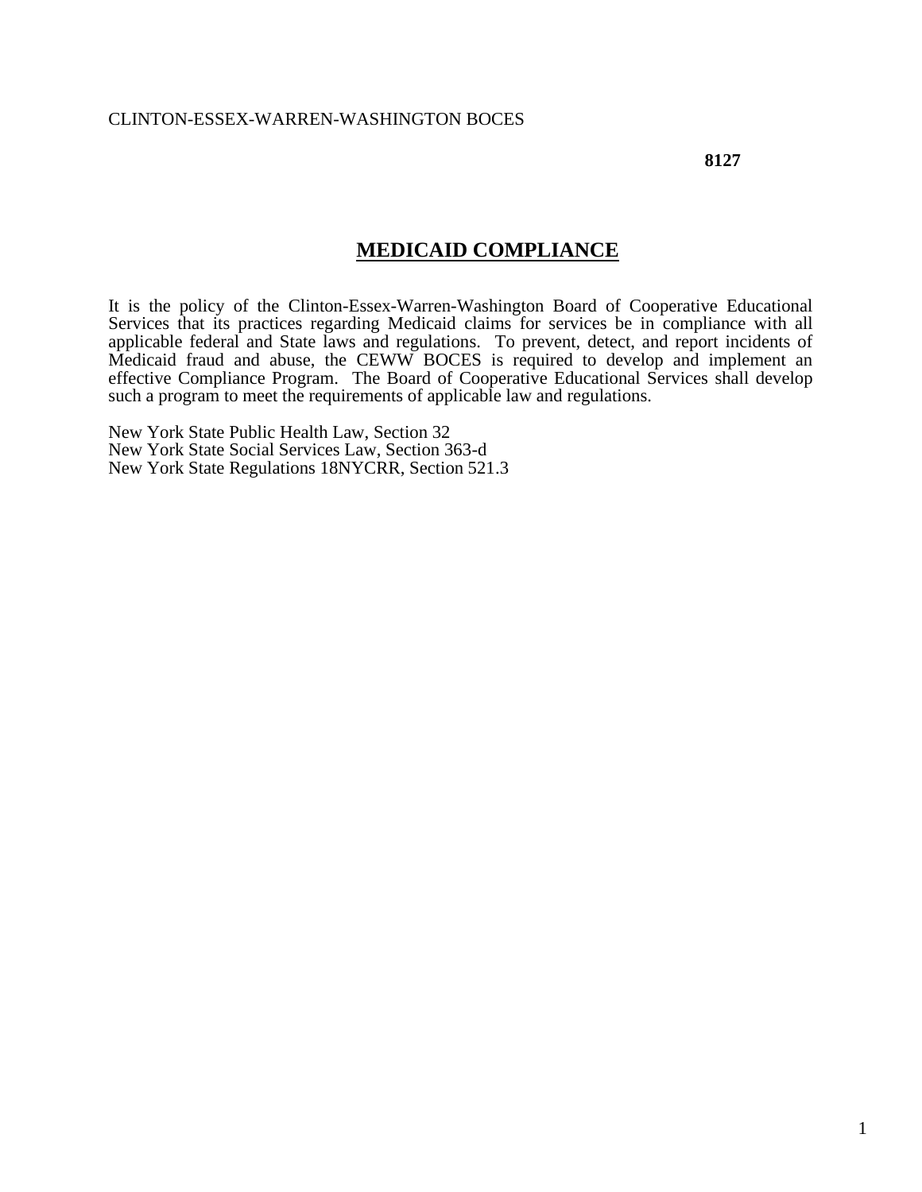CLINTON-ESSEX-WARREN-WASHINGTON BOCES

**8127**

# MEDICAID COMPLIANCE

It is the policy of the Clinton-Essex-Warren-Washington Board of Cooperative Educational Services that its practices regarding Medicaid claims for services be in compliance with all applicable federal and State laws and regulations. To prevent, detect, and report incidents of Medicaid fraud and abuse, the CEWW BOCES is required to develop and implement an effective Compliance Program. The Board of Cooperative Educational Services shall develop such a program to meet the requirements of applicable law and regulations.

New York State Public Health Law, Section 32
New York State Social Services Law, Section 363-d
New York State Regulations 18NYCRR, Section 521.3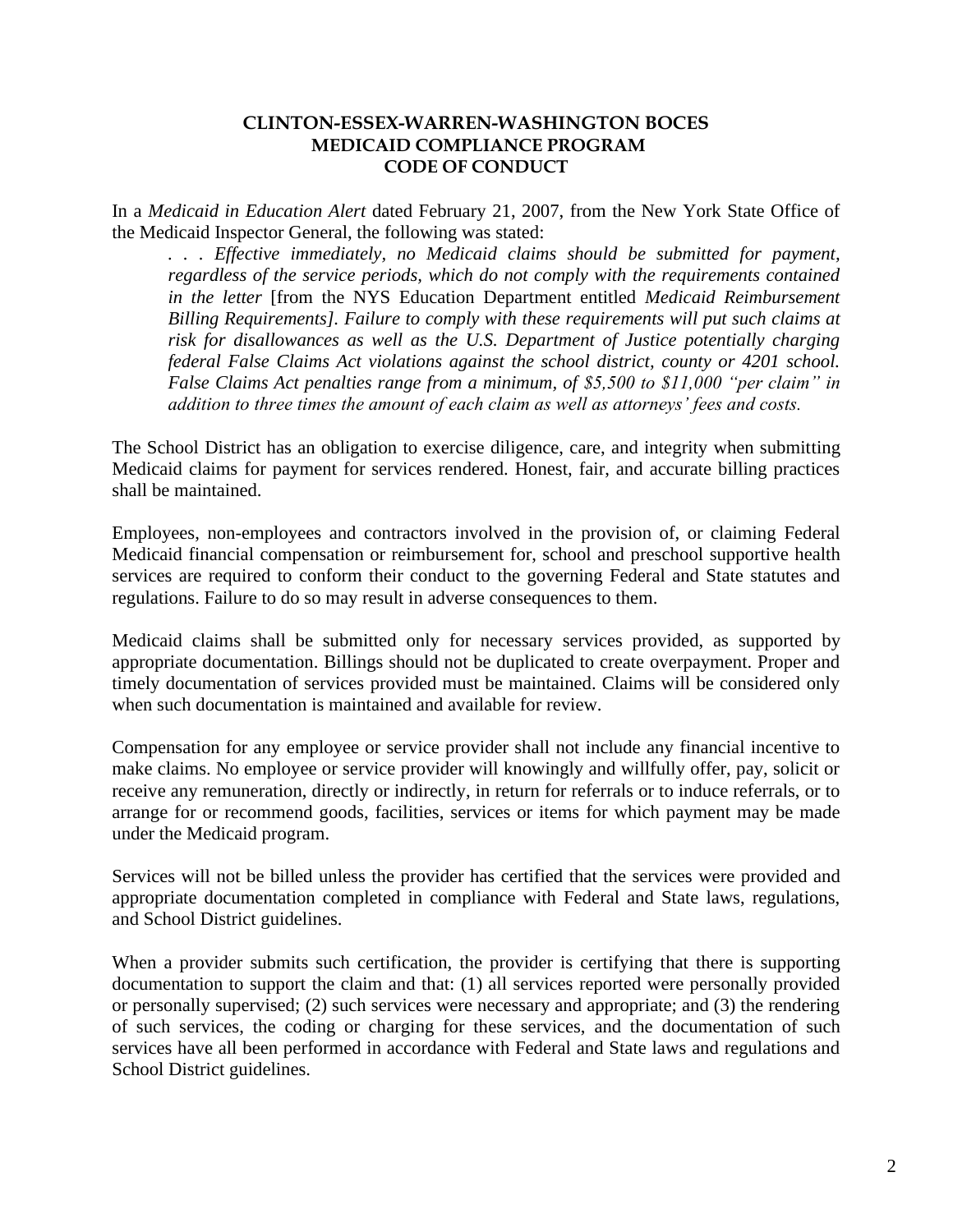# CLINTON-ESSEX-WARREN-WASHINGTON BOCES
## MEDICAID COMPLIANCE PROGRAM
## CODE OF CONDUCT

In a *Medicaid in Education Alert* dated February 21, 2007, from the New York State Office of the Medicaid Inspector General, the following was stated:

> *. . . Effective immediately, no Medicaid claims should be submitted for payment, regardless of the service periods, which do not comply with the requirements contained in the letter* [from the NYS Education Department entitled *Medicaid Reimbursement Billing Requirements]. Failure to comply with these requirements will put such claims at risk for disallowances as well as the U.S. Department of Justice potentially charging federal False Claims Act violations against the school district, county or 4201 school. False Claims Act penalties range from a minimum, of $5,500 to $11,000 "per claim" in addition to three times the amount of each claim as well as attorneys' fees and costs.*

The School District has an obligation to exercise diligence, care, and integrity when submitting Medicaid claims for payment for services rendered. Honest, fair, and accurate billing practices shall be maintained.

Employees, non-employees and contractors involved in the provision of, or claiming Federal Medicaid financial compensation or reimbursement for, school and preschool supportive health services are required to conform their conduct to the governing Federal and State statutes and regulations. Failure to do so may result in adverse consequences to them.

Medicaid claims shall be submitted only for necessary services provided, as supported by appropriate documentation. Billings should not be duplicated to create overpayment. Proper and timely documentation of services provided must be maintained. Claims will be considered only when such documentation is maintained and available for review.

Compensation for any employee or service provider shall not include any financial incentive to make claims. No employee or service provider will knowingly and willfully offer, pay, solicit or receive any remuneration, directly or indirectly, in return for referrals or to induce referrals, or to arrange for or recommend goods, facilities, services or items for which payment may be made under the Medicaid program.

Services will not be billed unless the provider has certified that the services were provided and appropriate documentation completed in compliance with Federal and State laws, regulations, and School District guidelines.

When a provider submits such certification, the provider is certifying that there is supporting documentation to support the claim and that: (1) all services reported were personally provided or personally supervised; (2) such services were necessary and appropriate; and (3) the rendering of such services, the coding or charging for these services, and the documentation of such services have all been performed in accordance with Federal and State laws and regulations and School District guidelines.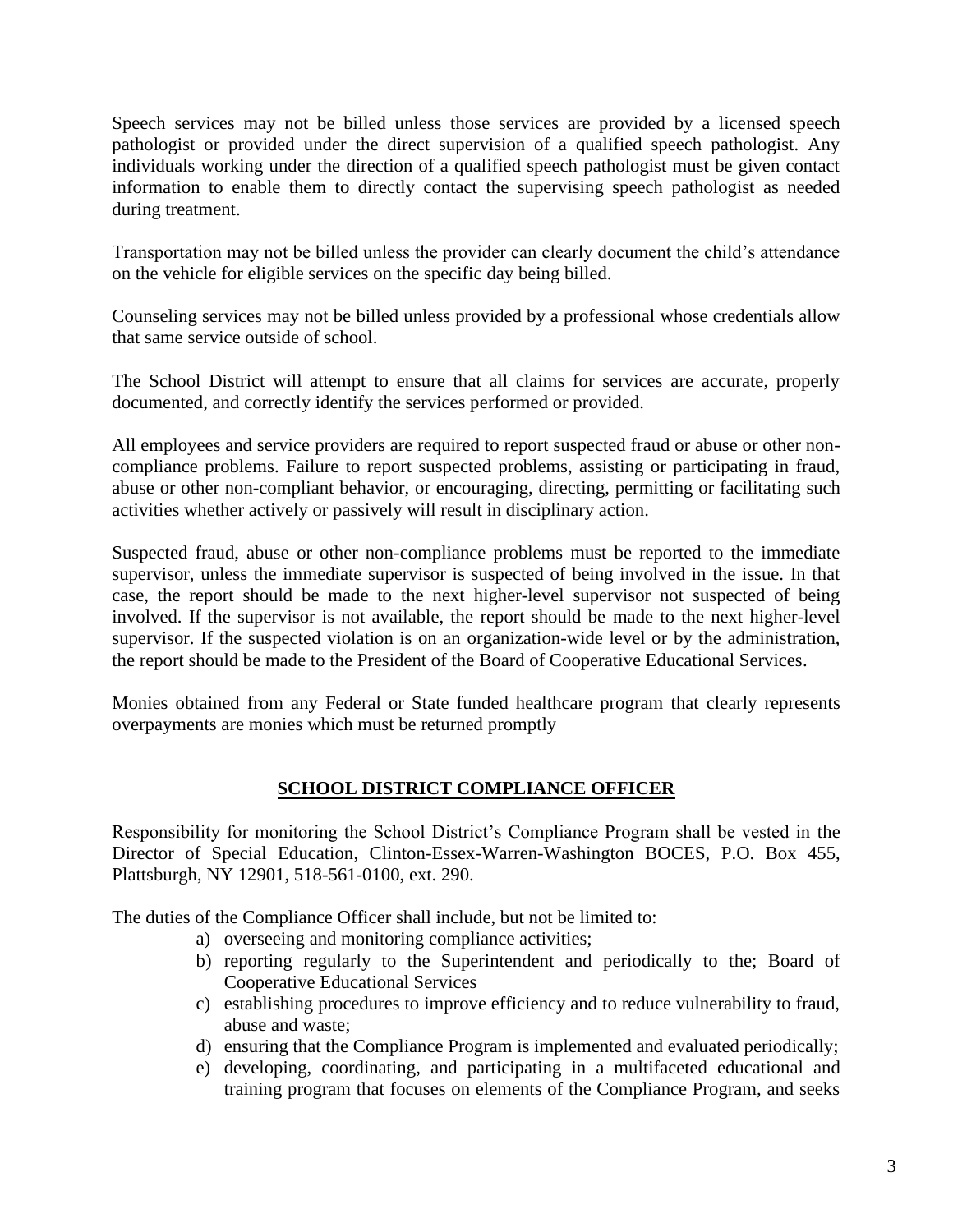Speech services may not be billed unless those services are provided by a licensed speech pathologist or provided under the direct supervision of a qualified speech pathologist. Any individuals working under the direction of a qualified speech pathologist must be given contact information to enable them to directly contact the supervising speech pathologist as needed during treatment.

Transportation may not be billed unless the provider can clearly document the child's attendance on the vehicle for eligible services on the specific day being billed.

Counseling services may not be billed unless provided by a professional whose credentials allow that same service outside of school.

The School District will attempt to ensure that all claims for services are accurate, properly documented, and correctly identify the services performed or provided.

All employees and service providers are required to report suspected fraud or abuse or other non-compliance problems. Failure to report suspected problems, assisting or participating in fraud, abuse or other non-compliant behavior, or encouraging, directing, permitting or facilitating such activities whether actively or passively will result in disciplinary action.

Suspected fraud, abuse or other non-compliance problems must be reported to the immediate supervisor, unless the immediate supervisor is suspected of being involved in the issue. In that case, the report should be made to the next higher-level supervisor not suspected of being involved. If the supervisor is not available, the report should be made to the next higher-level supervisor. If the suspected violation is on an organization-wide level or by the administration, the report should be made to the President of the Board of Cooperative Educational Services.

Monies obtained from any Federal or State funded healthcare program that clearly represents overpayments are monies which must be returned promptly

## SCHOOL DISTRICT COMPLIANCE OFFICER

Responsibility for monitoring the School District's Compliance Program shall be vested in the Director of Special Education, Clinton-Essex-Warren-Washington BOCES, P.O. Box 455, Plattsburgh, NY 12901, 518-561-0100, ext. 290.

The duties of the Compliance Officer shall include, but not be limited to:

a) overseeing and monitoring compliance activities;
b) reporting regularly to the Superintendent and periodically to the; Board of Cooperative Educational Services
c) establishing procedures to improve efficiency and to reduce vulnerability to fraud, abuse and waste;
d) ensuring that the Compliance Program is implemented and evaluated periodically;
e) developing, coordinating, and participating in a multifaceted educational and training program that focuses on elements of the Compliance Program, and seeks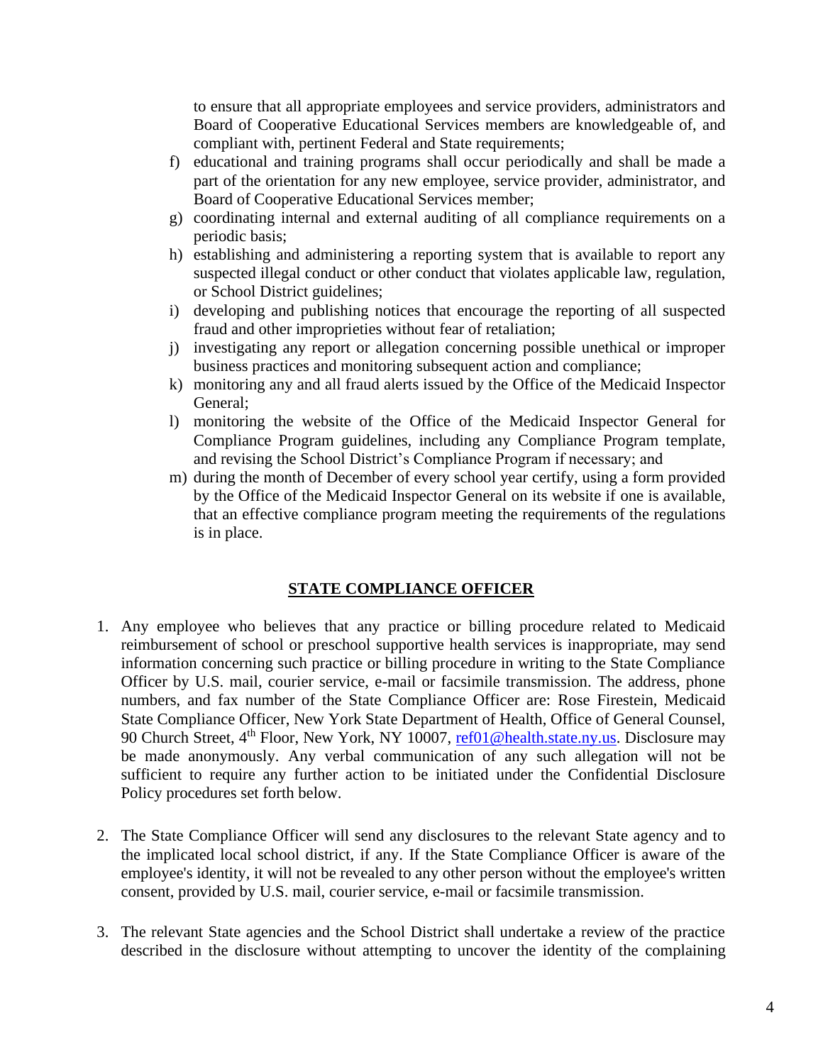to ensure that all appropriate employees and service providers, administrators and Board of Cooperative Educational Services members are knowledgeable of, and compliant with, pertinent Federal and State requirements;

f) educational and training programs shall occur periodically and shall be made a part of the orientation for any new employee, service provider, administrator, and Board of Cooperative Educational Services member;

g) coordinating internal and external auditing of all compliance requirements on a periodic basis;

h) establishing and administering a reporting system that is available to report any suspected illegal conduct or other conduct that violates applicable law, regulation, or School District guidelines;

i) developing and publishing notices that encourage the reporting of all suspected fraud and other improprieties without fear of retaliation;

j) investigating any report or allegation concerning possible unethical or improper business practices and monitoring subsequent action and compliance;

k) monitoring any and all fraud alerts issued by the Office of the Medicaid Inspector General;

l) monitoring the website of the Office of the Medicaid Inspector General for Compliance Program guidelines, including any Compliance Program template, and revising the School District's Compliance Program if necessary; and

m) during the month of December of every school year certify, using a form provided by the Office of the Medicaid Inspector General on its website if one is available, that an effective compliance program meeting the requirements of the regulations is in place.

## STATE COMPLIANCE OFFICER

1. Any employee who believes that any practice or billing procedure related to Medicaid reimbursement of school or preschool supportive health services is inappropriate, may send information concerning such practice or billing procedure in writing to the State Compliance Officer by U.S. mail, courier service, e-mail or facsimile transmission. The address, phone numbers, and fax number of the State Compliance Officer are: Rose Firestein, Medicaid State Compliance Officer, New York State Department of Health, Office of General Counsel, 90 Church Street, 4th Floor, New York, NY 10007, ref01@health.state.ny.us. Disclosure may be made anonymously. Any verbal communication of any such allegation will not be sufficient to require any further action to be initiated under the Confidential Disclosure Policy procedures set forth below.

2. The State Compliance Officer will send any disclosures to the relevant State agency and to the implicated local school district, if any. If the State Compliance Officer is aware of the employee's identity, it will not be revealed to any other person without the employee's written consent, provided by U.S. mail, courier service, e-mail or facsimile transmission.

3. The relevant State agencies and the School District shall undertake a review of the practice described in the disclosure without attempting to uncover the identity of the complaining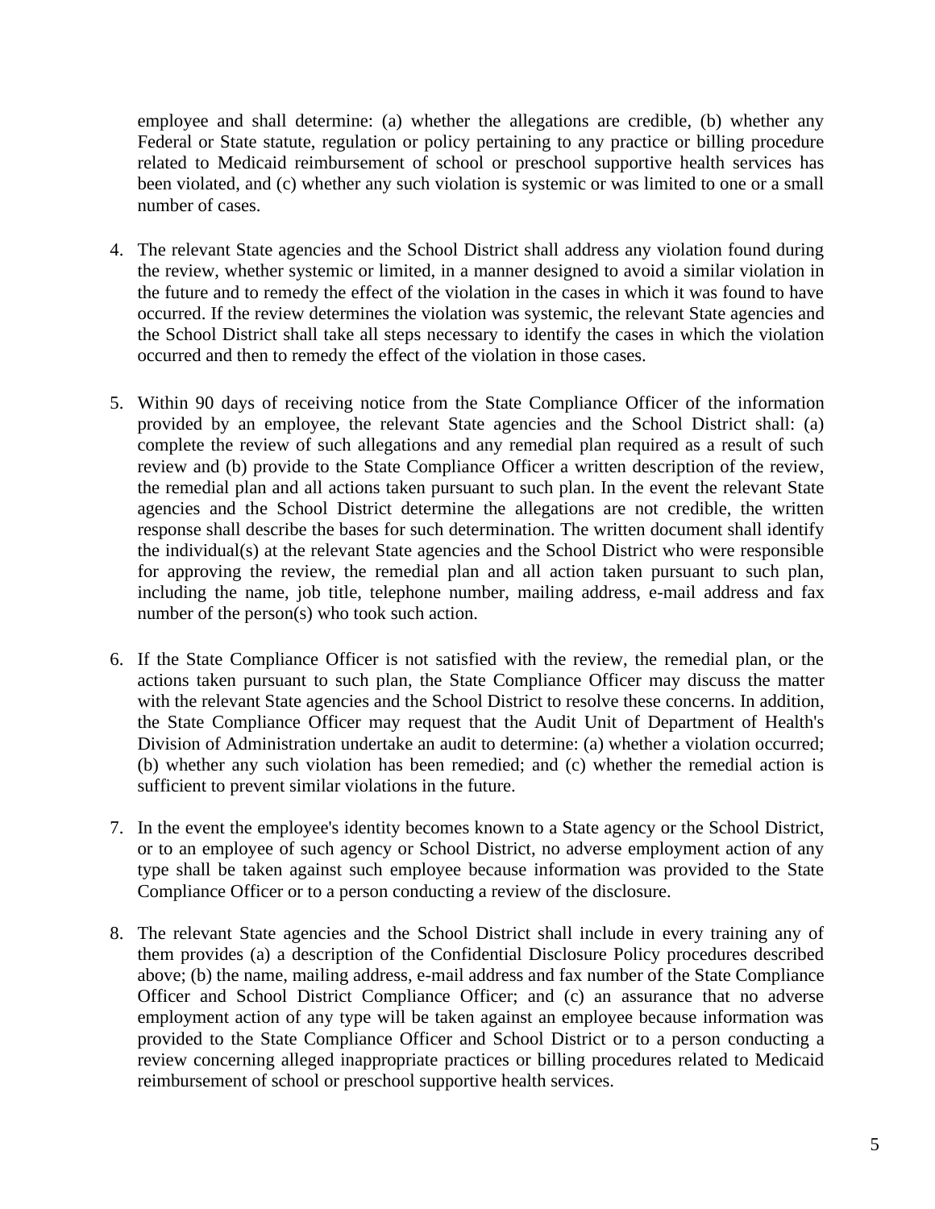employee and shall determine: (a) whether the allegations are credible, (b) whether any Federal or State statute, regulation or policy pertaining to any practice or billing procedure related to Medicaid reimbursement of school or preschool supportive health services has been violated, and (c) whether any such violation is systemic or was limited to one or a small number of cases.

4. The relevant State agencies and the School District shall address any violation found during the review, whether systemic or limited, in a manner designed to avoid a similar violation in the future and to remedy the effect of the violation in the cases in which it was found to have occurred. If the review determines the violation was systemic, the relevant State agencies and the School District shall take all steps necessary to identify the cases in which the violation occurred and then to remedy the effect of the violation in those cases.

5. Within 90 days of receiving notice from the State Compliance Officer of the information provided by an employee, the relevant State agencies and the School District shall: (a) complete the review of such allegations and any remedial plan required as a result of such review and (b) provide to the State Compliance Officer a written description of the review, the remedial plan and all actions taken pursuant to such plan. In the event the relevant State agencies and the School District determine the allegations are not credible, the written response shall describe the bases for such determination. The written document shall identify the individual(s) at the relevant State agencies and the School District who were responsible for approving the review, the remedial plan and all action taken pursuant to such plan, including the name, job title, telephone number, mailing address, e-mail address and fax number of the person(s) who took such action.

6. If the State Compliance Officer is not satisfied with the review, the remedial plan, or the actions taken pursuant to such plan, the State Compliance Officer may discuss the matter with the relevant State agencies and the School District to resolve these concerns. In addition, the State Compliance Officer may request that the Audit Unit of Department of Health's Division of Administration undertake an audit to determine: (a) whether a violation occurred; (b) whether any such violation has been remedied; and (c) whether the remedial action is sufficient to prevent similar violations in the future.

7. In the event the employee's identity becomes known to a State agency or the School District, or to an employee of such agency or School District, no adverse employment action of any type shall be taken against such employee because information was provided to the State Compliance Officer or to a person conducting a review of the disclosure.

8. The relevant State agencies and the School District shall include in every training any of them provides (a) a description of the Confidential Disclosure Policy procedures described above; (b) the name, mailing address, e-mail address and fax number of the State Compliance Officer and School District Compliance Officer; and (c) an assurance that no adverse employment action of any type will be taken against an employee because information was provided to the State Compliance Officer and School District or to a person conducting a review concerning alleged inappropriate practices or billing procedures related to Medicaid reimbursement of school or preschool supportive health services.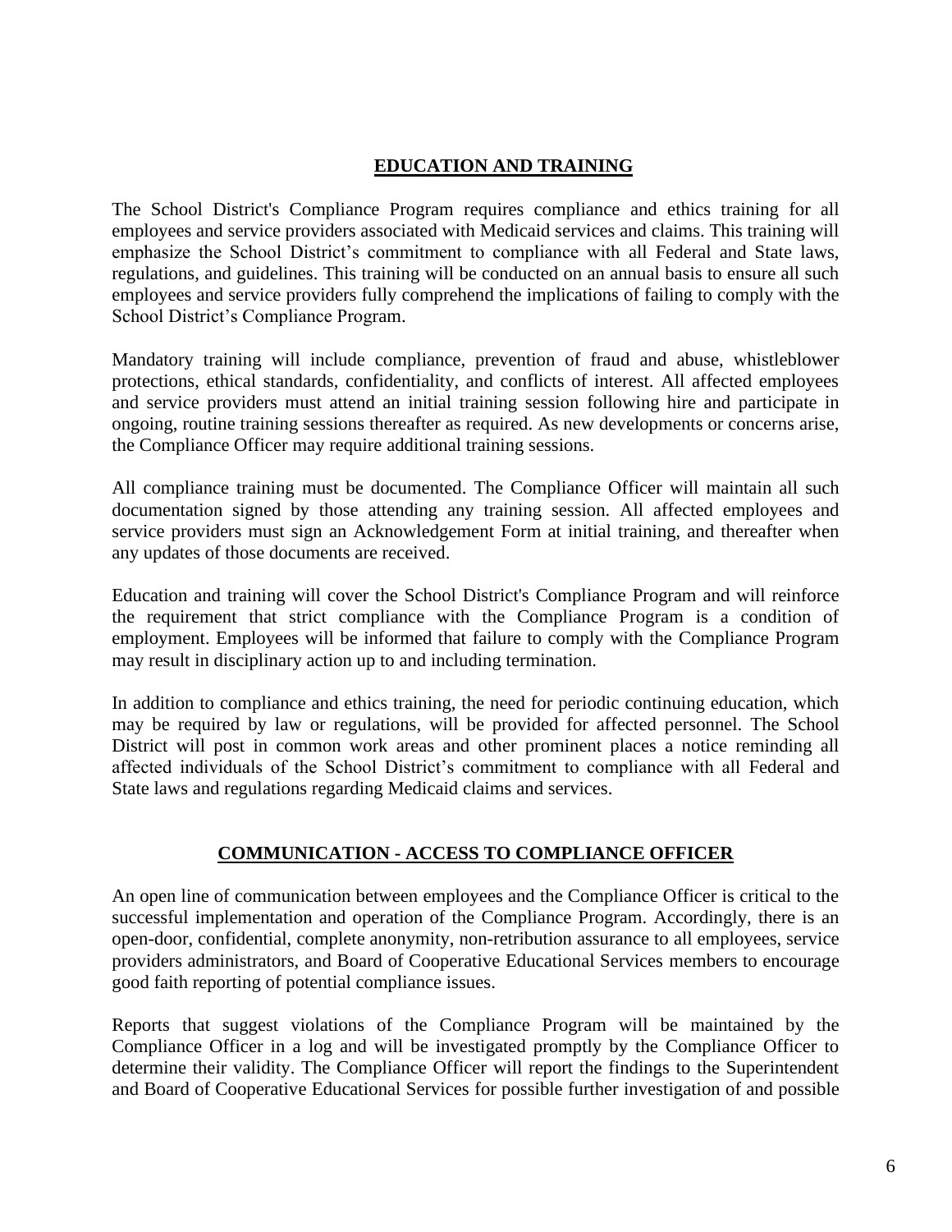## EDUCATION AND TRAINING

The School District's Compliance Program requires compliance and ethics training for all employees and service providers associated with Medicaid services and claims. This training will emphasize the School District's commitment to compliance with all Federal and State laws, regulations, and guidelines. This training will be conducted on an annual basis to ensure all such employees and service providers fully comprehend the implications of failing to comply with the School District's Compliance Program.

Mandatory training will include compliance, prevention of fraud and abuse, whistleblower protections, ethical standards, confidentiality, and conflicts of interest. All affected employees and service providers must attend an initial training session following hire and participate in ongoing, routine training sessions thereafter as required. As new developments or concerns arise, the Compliance Officer may require additional training sessions.

All compliance training must be documented. The Compliance Officer will maintain all such documentation signed by those attending any training session. All affected employees and service providers must sign an Acknowledgement Form at initial training, and thereafter when any updates of those documents are received.

Education and training will cover the School District's Compliance Program and will reinforce the requirement that strict compliance with the Compliance Program is a condition of employment. Employees will be informed that failure to comply with the Compliance Program may result in disciplinary action up to and including termination.

In addition to compliance and ethics training, the need for periodic continuing education, which may be required by law or regulations, will be provided for affected personnel. The School District will post in common work areas and other prominent places a notice reminding all affected individuals of the School District's commitment to compliance with all Federal and State laws and regulations regarding Medicaid claims and services.

## COMMUNICATION - ACCESS TO COMPLIANCE OFFICER

An open line of communication between employees and the Compliance Officer is critical to the successful implementation and operation of the Compliance Program. Accordingly, there is an open-door, confidential, complete anonymity, non-retribution assurance to all employees, service providers administrators, and Board of Cooperative Educational Services members to encourage good faith reporting of potential compliance issues.

Reports that suggest violations of the Compliance Program will be maintained by the Compliance Officer in a log and will be investigated promptly by the Compliance Officer to determine their validity. The Compliance Officer will report the findings to the Superintendent and Board of Cooperative Educational Services for possible further investigation of and possible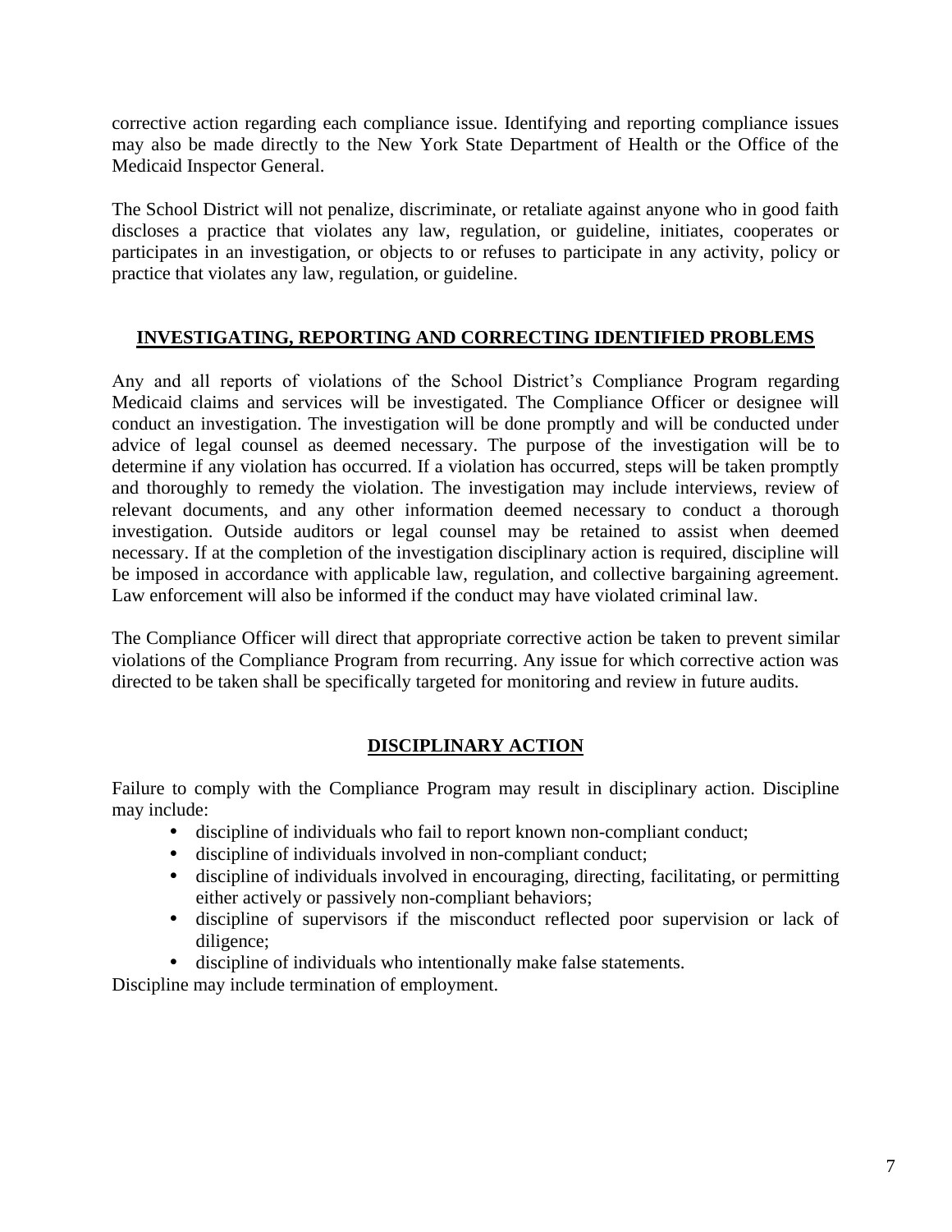corrective action regarding each compliance issue. Identifying and reporting compliance issues may also be made directly to the New York State Department of Health or the Office of the Medicaid Inspector General.

The School District will not penalize, discriminate, or retaliate against anyone who in good faith discloses a practice that violates any law, regulation, or guideline, initiates, cooperates or participates in an investigation, or objects to or refuses to participate in any activity, policy or practice that violates any law, regulation, or guideline.

## INVESTIGATING, REPORTING AND CORRECTING IDENTIFIED PROBLEMS

Any and all reports of violations of the School District's Compliance Program regarding Medicaid claims and services will be investigated. The Compliance Officer or designee will conduct an investigation. The investigation will be done promptly and will be conducted under advice of legal counsel as deemed necessary. The purpose of the investigation will be to determine if any violation has occurred. If a violation has occurred, steps will be taken promptly and thoroughly to remedy the violation. The investigation may include interviews, review of relevant documents, and any other information deemed necessary to conduct a thorough investigation. Outside auditors or legal counsel may be retained to assist when deemed necessary. If at the completion of the investigation disciplinary action is required, discipline will be imposed in accordance with applicable law, regulation, and collective bargaining agreement. Law enforcement will also be informed if the conduct may have violated criminal law.

The Compliance Officer will direct that appropriate corrective action be taken to prevent similar violations of the Compliance Program from recurring. Any issue for which corrective action was directed to be taken shall be specifically targeted for monitoring and review in future audits.

## DISCIPLINARY ACTION

Failure to comply with the Compliance Program may result in disciplinary action. Discipline may include:

- discipline of individuals who fail to report known non-compliant conduct;
- discipline of individuals involved in non-compliant conduct;
- discipline of individuals involved in encouraging, directing, facilitating, or permitting either actively or passively non-compliant behaviors;
- discipline of supervisors if the misconduct reflected poor supervision or lack of diligence;
- discipline of individuals who intentionally make false statements.

Discipline may include termination of employment.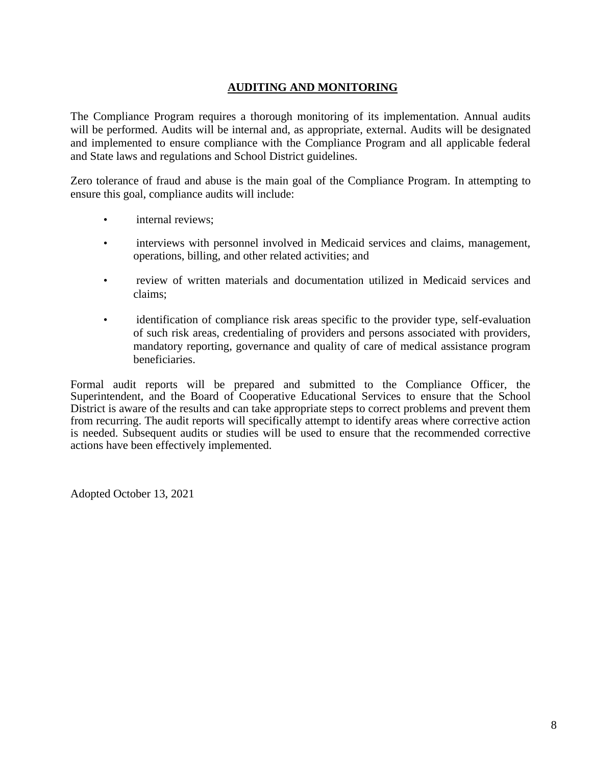## AUDITING AND MONITORING

The Compliance Program requires a thorough monitoring of its implementation. Annual audits will be performed. Audits will be internal and, as appropriate, external. Audits will be designated and implemented to ensure compliance with the Compliance Program and all applicable federal and State laws and regulations and School District guidelines.

Zero tolerance of fraud and abuse is the main goal of the Compliance Program. In attempting to ensure this goal, compliance audits will include:

- internal reviews;
- interviews with personnel involved in Medicaid services and claims, management, operations, billing, and other related activities; and
- review of written materials and documentation utilized in Medicaid services and claims;
- identification of compliance risk areas specific to the provider type, self-evaluation of such risk areas, credentialing of providers and persons associated with providers, mandatory reporting, governance and quality of care of medical assistance program beneficiaries.

Formal audit reports will be prepared and submitted to the Compliance Officer, the Superintendent, and the Board of Cooperative Educational Services to ensure that the School District is aware of the results and can take appropriate steps to correct problems and prevent them from recurring. The audit reports will specifically attempt to identify areas where corrective action is needed. Subsequent audits or studies will be used to ensure that the recommended corrective actions have been effectively implemented.

Adopted October 13, 2021